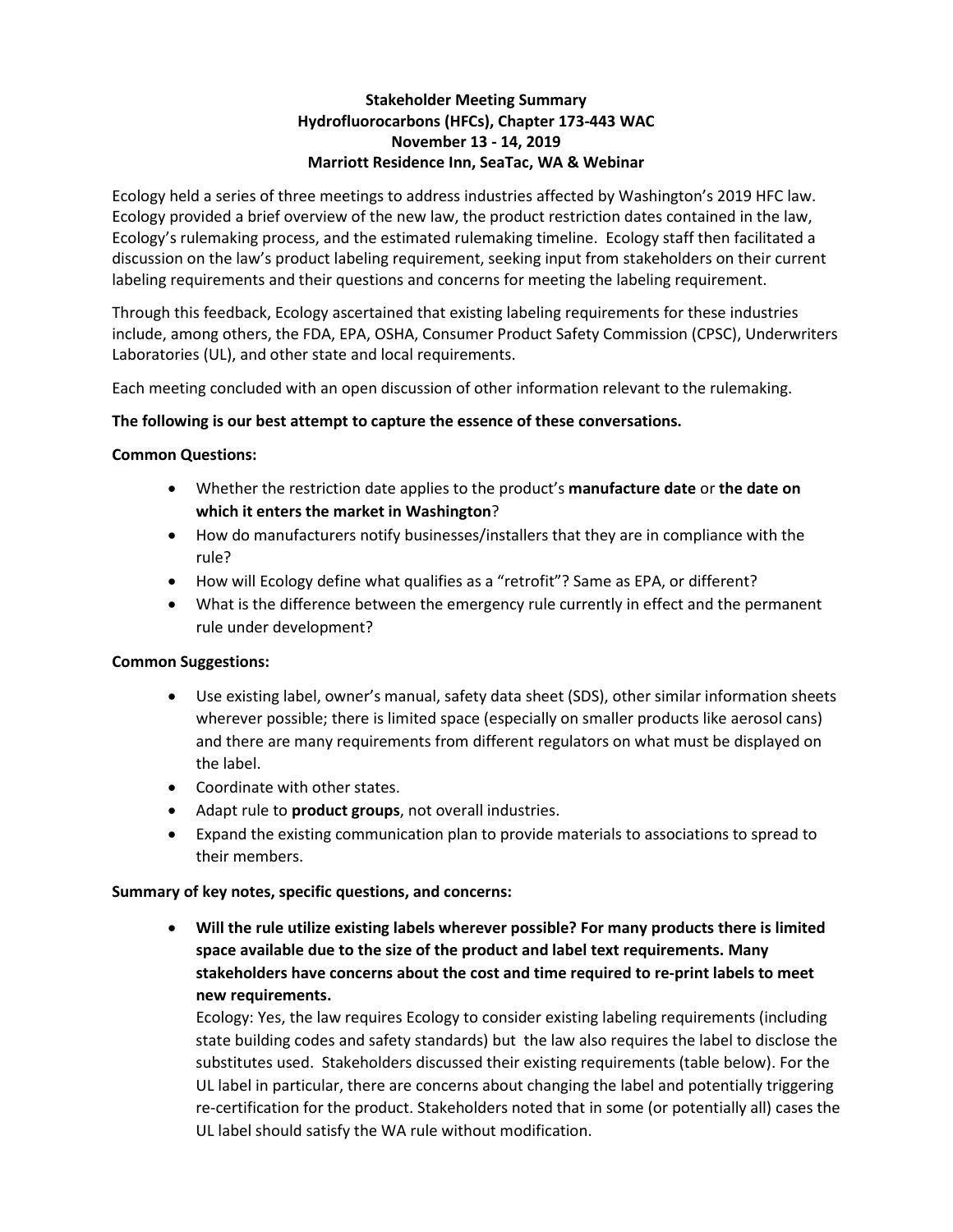# Stakeholder Meeting Summary
## Hydrofluorocarbons (HFCs), Chapter 173-443 WAC
## November 13 - 14, 2019
## Marriott Residence Inn, SeaTac, WA & Webinar

Ecology held a series of three meetings to address industries affected by Washington's 2019 HFC law. Ecology provided a brief overview of the new law, the product restriction dates contained in the law, Ecology's rulemaking process, and the estimated rulemaking timeline. Ecology staff then facilitated a discussion on the law's product labeling requirement, seeking input from stakeholders on their current labeling requirements and their questions and concerns for meeting the labeling requirement.

Through this feedback, Ecology ascertained that existing labeling requirements for these industries include, among others, the FDA, EPA, OSHA, Consumer Product Safety Commission (CPSC), Underwriters Laboratories (UL), and other state and local requirements.

Each meeting concluded with an open discussion of other information relevant to the rulemaking.

**The following is our best attempt to capture the essence of these conversations.**

**Common Questions:**

- Whether the restriction date applies to the product's **manufacture date** or **the date on which it enters the market in Washington**?
- How do manufacturers notify businesses/installers that they are in compliance with the rule?
- How will Ecology define what qualifies as a "retrofit"? Same as EPA, or different?
- What is the difference between the emergency rule currently in effect and the permanent rule under development?

**Common Suggestions:**

- Use existing label, owner's manual, safety data sheet (SDS), other similar information sheets wherever possible; there is limited space (especially on smaller products like aerosol cans) and there are many requirements from different regulators on what must be displayed on the label.
- Coordinate with other states.
- Adapt rule to **product groups**, not overall industries.
- Expand the existing communication plan to provide materials to associations to spread to their members.

**Summary of key notes, specific questions, and concerns:**

- **Will the rule utilize existing labels wherever possible? For many products there is limited space available due to the size of the product and label text requirements. Many stakeholders have concerns about the cost and time required to re-print labels to meet new requirements.**

  Ecology: Yes, the law requires Ecology to consider existing labeling requirements (including state building codes and safety standards) but the law also requires the label to disclose the substitutes used. Stakeholders discussed their existing requirements (table below). For the UL label in particular, there are concerns about changing the label and potentially triggering re-certification for the product. Stakeholders noted that in some (or potentially all) cases the UL label should satisfy the WA rule without modification.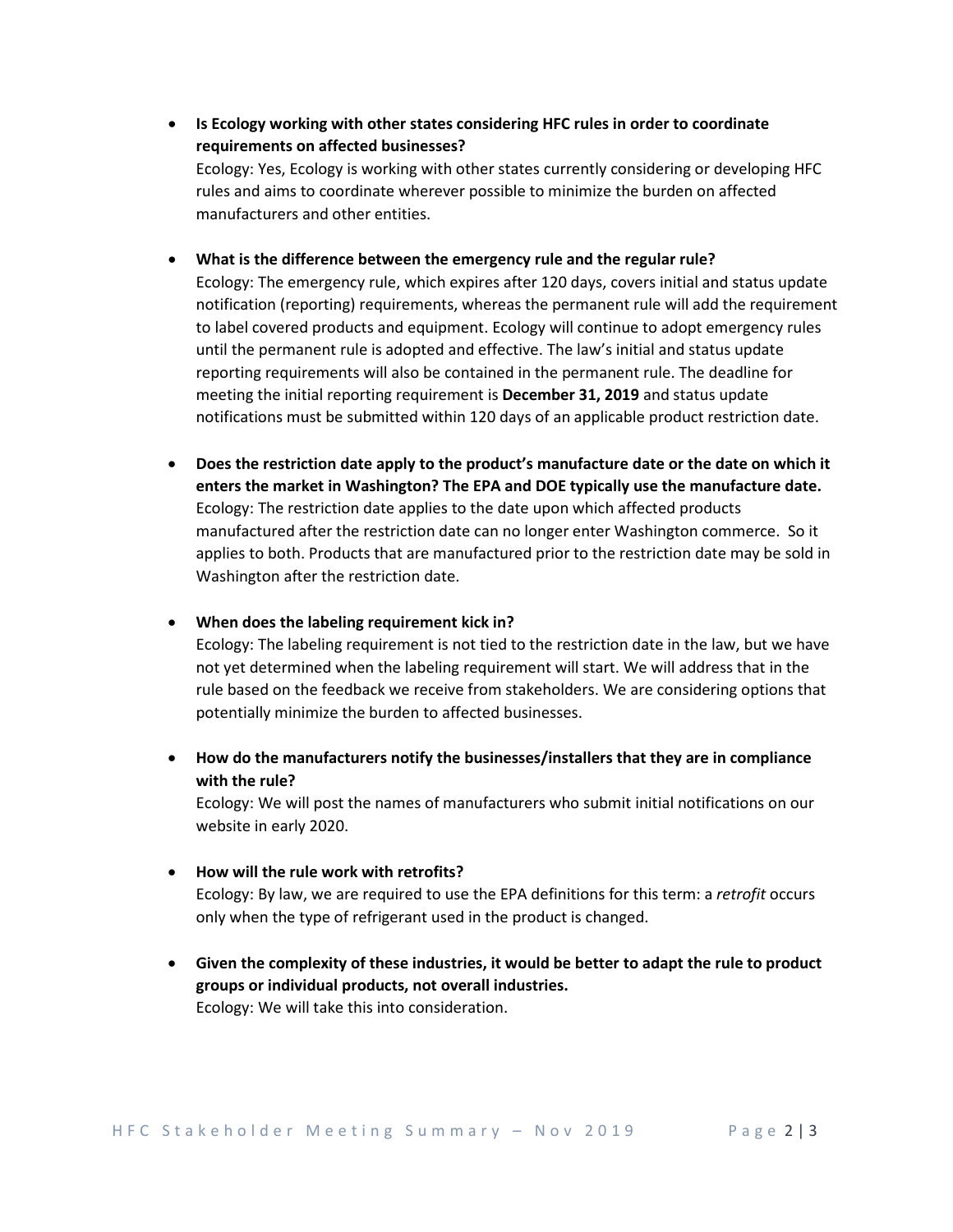- **Is Ecology working with other states considering HFC rules in order to coordinate requirements on affected businesses?**
  Ecology: Yes, Ecology is working with other states currently considering or developing HFC rules and aims to coordinate wherever possible to minimize the burden on affected manufacturers and other entities.

- **What is the difference between the emergency rule and the regular rule?**
  Ecology: The emergency rule, which expires after 120 days, covers initial and status update notification (reporting) requirements, whereas the permanent rule will add the requirement to label covered products and equipment. Ecology will continue to adopt emergency rules until the permanent rule is adopted and effective. The law's initial and status update reporting requirements will also be contained in the permanent rule. The deadline for meeting the initial reporting requirement is **December 31, 2019** and status update notifications must be submitted within 120 days of an applicable product restriction date.

- **Does the restriction date apply to the product's manufacture date or the date on which it enters the market in Washington? The EPA and DOE typically use the manufacture date.**
  Ecology: The restriction date applies to the date upon which affected products manufactured after the restriction date can no longer enter Washington commerce. So it applies to both. Products that are manufactured prior to the restriction date may be sold in Washington after the restriction date.

- **When does the labeling requirement kick in?**
  Ecology: The labeling requirement is not tied to the restriction date in the law, but we have not yet determined when the labeling requirement will start. We will address that in the rule based on the feedback we receive from stakeholders. We are considering options that potentially minimize the burden to affected businesses.

- **How do the manufacturers notify the businesses/installers that they are in compliance with the rule?**
  Ecology: We will post the names of manufacturers who submit initial notifications on our website in early 2020.

- **How will the rule work with retrofits?**
  Ecology: By law, we are required to use the EPA definitions for this term: a *retrofit* occurs only when the type of refrigerant used in the product is changed.

- **Given the complexity of these industries, it would be better to adapt the rule to product groups or individual products, not overall industries.**
  Ecology: We will take this into consideration.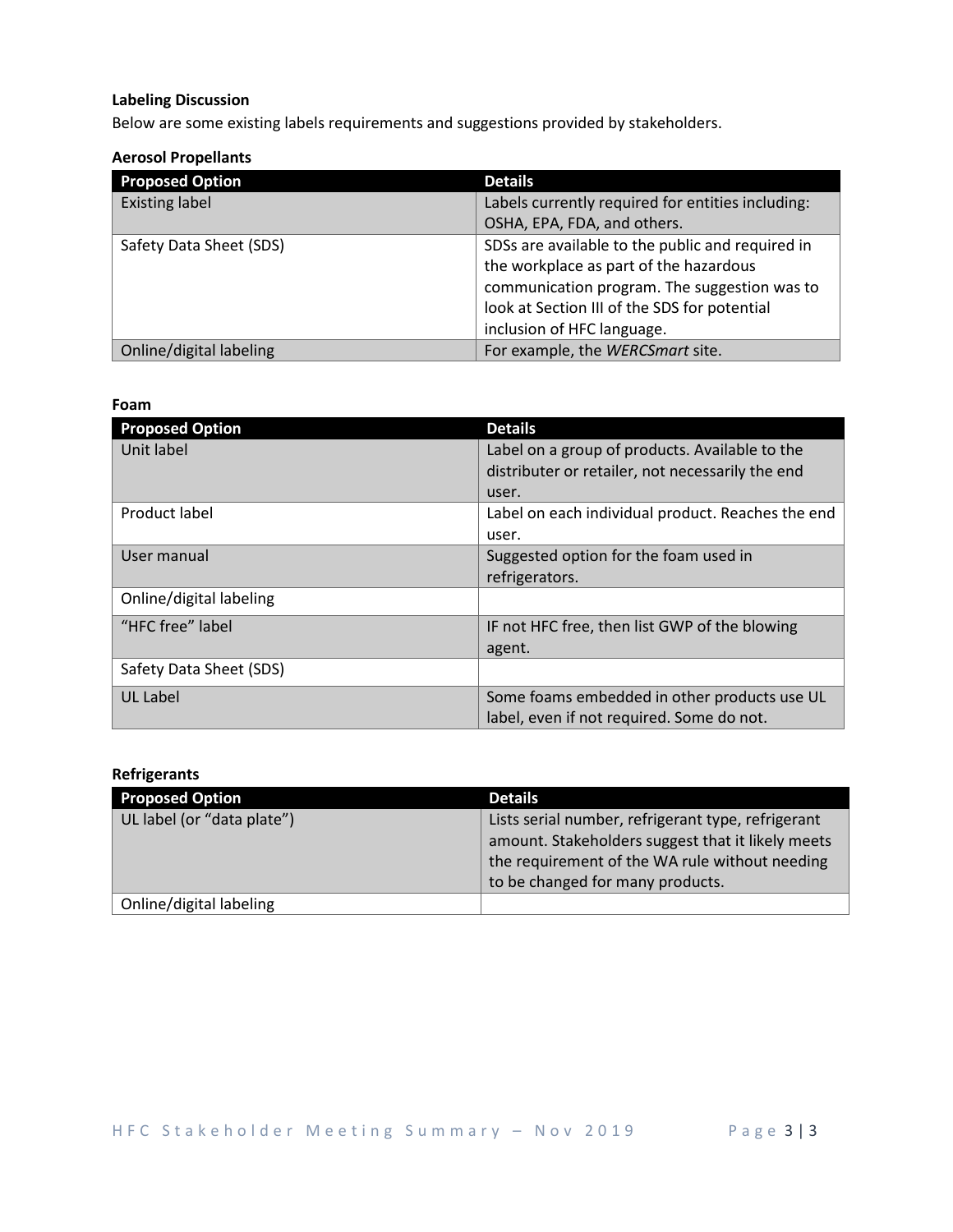**Labeling Discussion**

Below are some existing labels requirements and suggestions provided by stakeholders.

**Aerosol Propellants**

| Proposed Option | Details |
|---|---|
| Existing label | Labels currently required for entities including: OSHA, EPA, FDA, and others. |
| Safety Data Sheet (SDS) | SDSs are available to the public and required in the workplace as part of the hazardous communication program. The suggestion was to look at Section III of the SDS for potential inclusion of HFC language. |
| Online/digital labeling | For example, the *WERCSmart* site. |

**Foam**

| Proposed Option | Details |
|---|---|
| Unit label | Label on a group of products. Available to the distributer or retailer, not necessarily the end user. |
| Product label | Label on each individual product. Reaches the end user. |
| User manual | Suggested option for the foam used in refrigerators. |
| Online/digital labeling | |
| "HFC free" label | IF not HFC free, then list GWP of the blowing agent. |
| Safety Data Sheet (SDS) | |
| UL Label | Some foams embedded in other products use UL label, even if not required. Some do not. |

**Refrigerants**

| Proposed Option | Details |
|---|---|
| UL label (or "data plate") | Lists serial number, refrigerant type, refrigerant amount. Stakeholders suggest that it likely meets the requirement of the WA rule without needing to be changed for many products. |
| Online/digital labeling | |